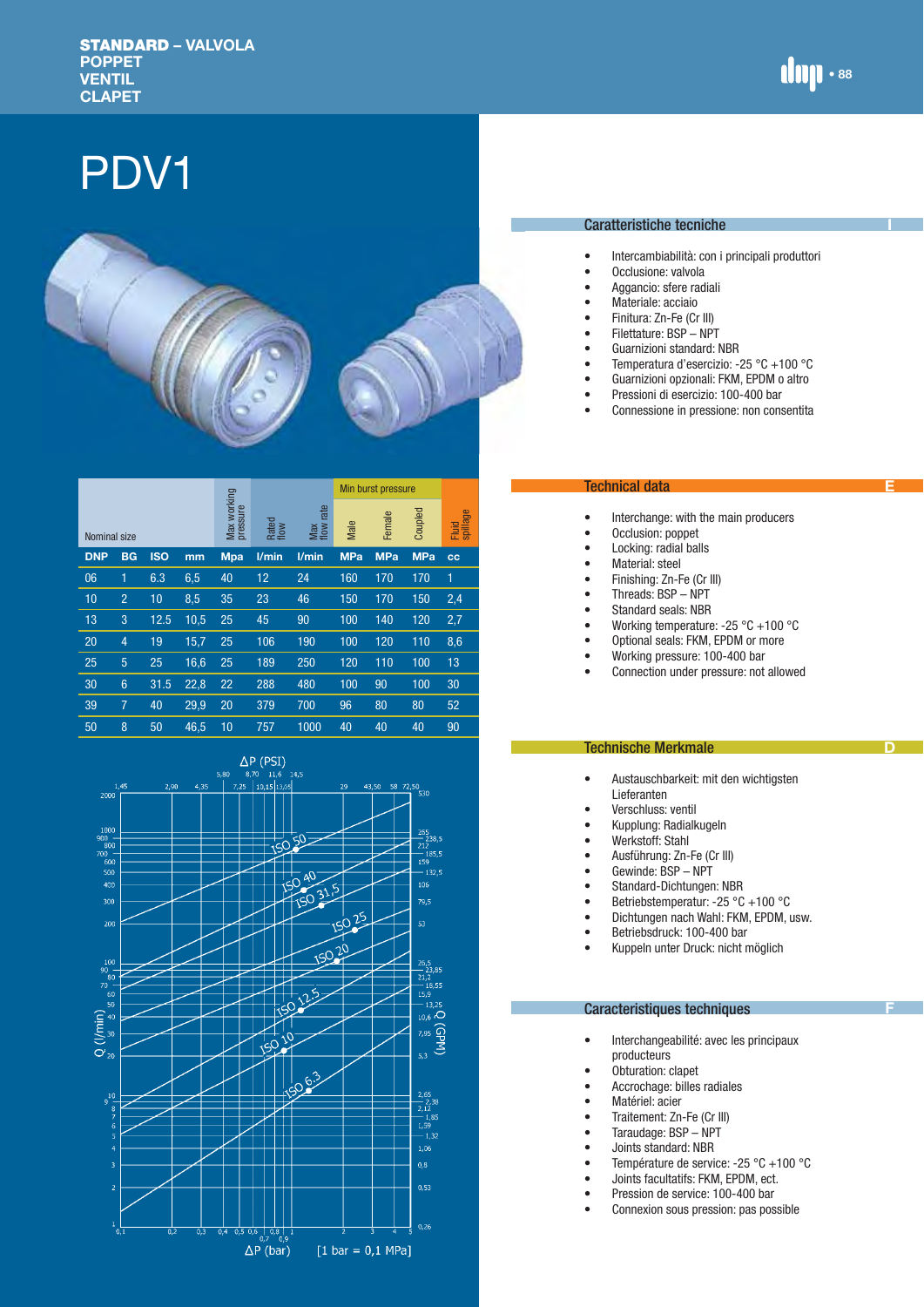**STANDARD – VALVOLA**
**POPPET**
**VENTIL**
**CLAPET**

# PDV1

| Nominal size | | | | Max working pressure | Rated flow | Max flow rate | Min burst pressure | | | Fluid spillage |
|---|---|---|---|---|---|---|---|---|---|---|
| | | | | | | | Male | Female | Coupled | |
| DNP | BG | ISO | mm | Mpa | l/min | l/min | MPa | MPa | MPa | cc |
| 06 | 1 | 6.3 | 6,5 | 40 | 12 | 24 | 160 | 170 | 170 | 1 |
| 10 | 2 | 10 | 8,5 | 35 | 23 | 46 | 150 | 170 | 150 | 2,4 |
| 13 | 3 | 12.5 | 10,5 | 25 | 45 | 90 | 100 | 140 | 120 | 2,7 |
| 20 | 4 | 19 | 15,7 | 25 | 106 | 190 | 100 | 120 | 110 | 8,6 |
| 25 | 5 | 25 | 16,6 | 25 | 189 | 250 | 120 | 110 | 100 | 13 |
| 30 | 6 | 31.5 | 22,8 | 22 | 288 | 480 | 100 | 90 | 100 | 30 |
| 39 | 7 | 40 | 29,9 | 20 | 379 | 700 | 96 | 80 | 80 | 52 |
| 50 | 8 | 50 | 46,5 | 10 | 757 | 1000 | 40 | 40 | 40 | 90 |

ΔP (PSI) — ΔP (bar) [1 bar = 0,1 MPa] — Q (l/min) — Q (GPM)

ISO 6.3, ISO 10, ISO 12.5, ISO 20, ISO 25, ISO 31,5, ISO 40, ISO 50

## Caratteristiche tecniche

- Intercambiabilità: con i principali produttori
- Occlusione: valvola
- Aggancio: sfere radiali
- Materiale: acciaio
- Finitura: Zn-Fe (Cr III)
- Filettature: BSP – NPT
- Guarnizioni standard: NBR
- Temperatura d'esercizio: -25 °C +100 °C
- Guarnizioni opzionali: FKM, EPDM o altro
- Pressioni di esercizio: 100-400 bar
- Connessione in pressione: non consentita

## Technical data

- Interchange: with the main producers
- Occlusion: poppet
- Locking: radial balls
- Material: steel
- Finishing: Zn-Fe (Cr III)
- Threads: BSP – NPT
- Standard seals: NBR
- Working temperature: -25 °C +100 °C
- Optional seals: FKM, EPDM or more
- Working pressure: 100-400 bar
- Connection under pressure: not allowed

## Technische Merkmale

- Austauschbarkeit: mit den wichtigsten Lieferanten
- Verschluss: ventil
- Kupplung: Radialkugeln
- Werkstoff: Stahl
- Ausführung: Zn-Fe (Cr III)
- Gewinde: BSP – NPT
- Standard-Dichtungen: NBR
- Betriebstemperatur: -25 °C +100 °C
- Dichtungen nach Wahl: FKM, EPDM, usw.
- Betriebsdruck: 100-400 bar
- Kuppeln unter Druck: nicht möglich

## Caracteristiques techniques

- Interchangeabilité: avec les principaux producteurs
- Obturation: clapet
- Accrochage: billes radiales
- Matériel: acier
- Traitement: Zn-Fe (Cr III)
- Taraudage: BSP – NPT
- Joints standard: NBR
- Température de service: -25 °C +100 °C
- Joints facultatifs: FKM, EPDM, ect.
- Pression de service: 100-400 bar
- Connexion sous pression: pas possible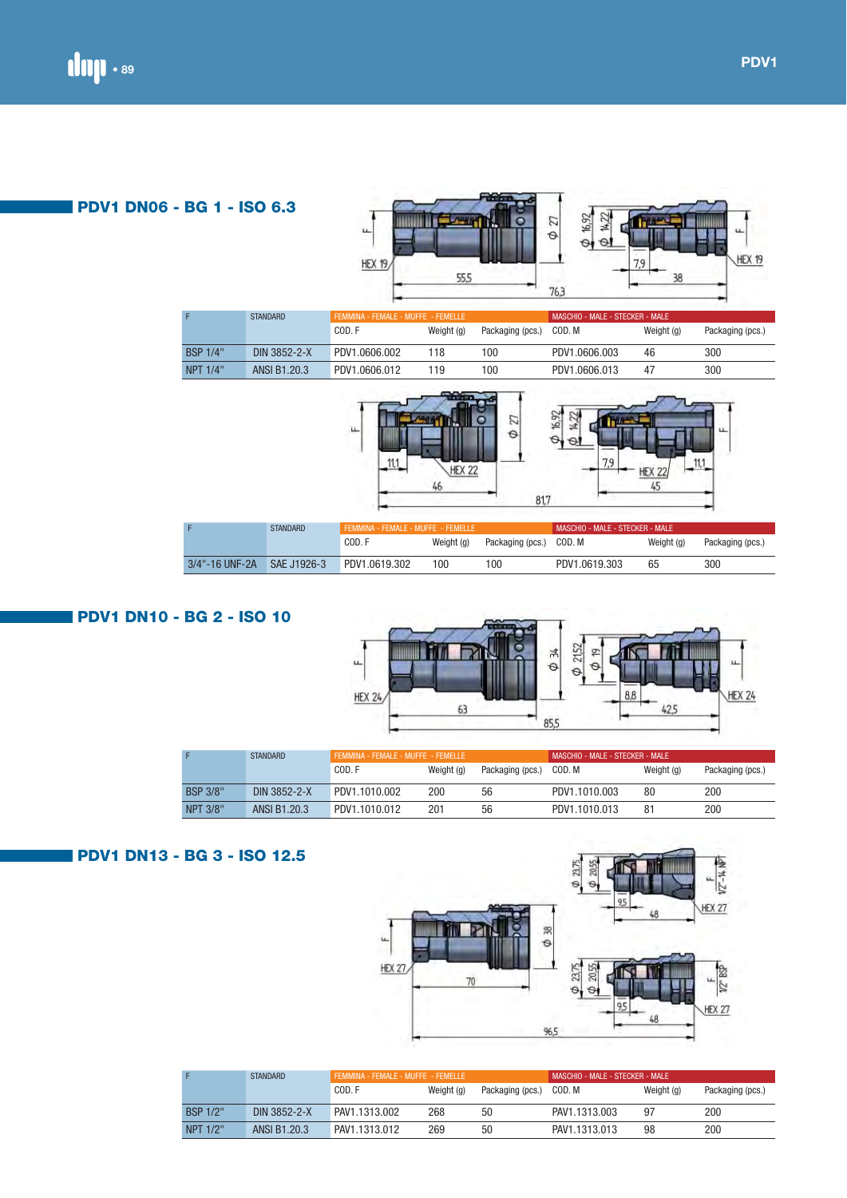## PDV1 DN06 - BG 1 - ISO 6.3

| F | STANDARD | FEMMINA - FEMALE - MUFFE - FEMELLE | | | MASCHIO - MALE - STECKER - MALE | | |
|---|---|---|---|---|---|---|---|
| | | COD. F | Weight (g) | Packaging (pcs.) | COD. M | Weight (g) | Packaging (pcs.) |
| BSP 1/4" | DIN 3852-2-X | PDV1.0606.002 | 118 | 100 | PDV1.0606.003 | 46 | 300 |
| NPT 1/4" | ANSI B1.20.3 | PDV1.0606.012 | 119 | 100 | PDV1.0606.013 | 47 | 300 |

| F | STANDARD | FEMMINA - FEMALE - MUFFE - FEMELLE | | | MASCHIO - MALE - STECKER - MALE | | |
|---|---|---|---|---|---|---|---|
| | | COD. F | Weight (g) | Packaging (pcs.) | COD. M | Weight (g) | Packaging (pcs.) |
| 3/4"-16 UNF-2A | SAE J1926-3 | PDV1.0619.302 | 100 | 100 | PDV1.0619.303 | 65 | 300 |

## PDV1 DN10 - BG 2 - ISO 10

| F | STANDARD | FEMMINA - FEMALE - MUFFE - FEMELLE | | | MASCHIO - MALE - STECKER - MALE | | |
|---|---|---|---|---|---|---|---|
| | | COD. F | Weight (g) | Packaging (pcs.) | COD. M | Weight (g) | Packaging (pcs.) |
| BSP 3/8" | DIN 3852-2-X | PDV1.1010.002 | 200 | 56 | PDV1.1010.003 | 80 | 200 |
| NPT 3/8" | ANSI B1.20.3 | PDV1.1010.012 | 201 | 56 | PDV1.1010.013 | 81 | 200 |

## PDV1 DN13 - BG 3 - ISO 12.5

| F | STANDARD | FEMMINA - FEMALE - MUFFE - FEMELLE | | | MASCHIO - MALE - STECKER - MALE | | |
|---|---|---|---|---|---|---|---|
| | | COD. F | Weight (g) | Packaging (pcs.) | COD. M | Weight (g) | Packaging (pcs.) |
| BSP 1/2" | DIN 3852-2-X | PAV1.1313.002 | 268 | 50 | PAV1.1313.003 | 97 | 200 |
| NPT 1/2" | ANSI B1.20.3 | PAV1.1313.012 | 269 | 50 | PAV1.1313.013 | 98 | 200 |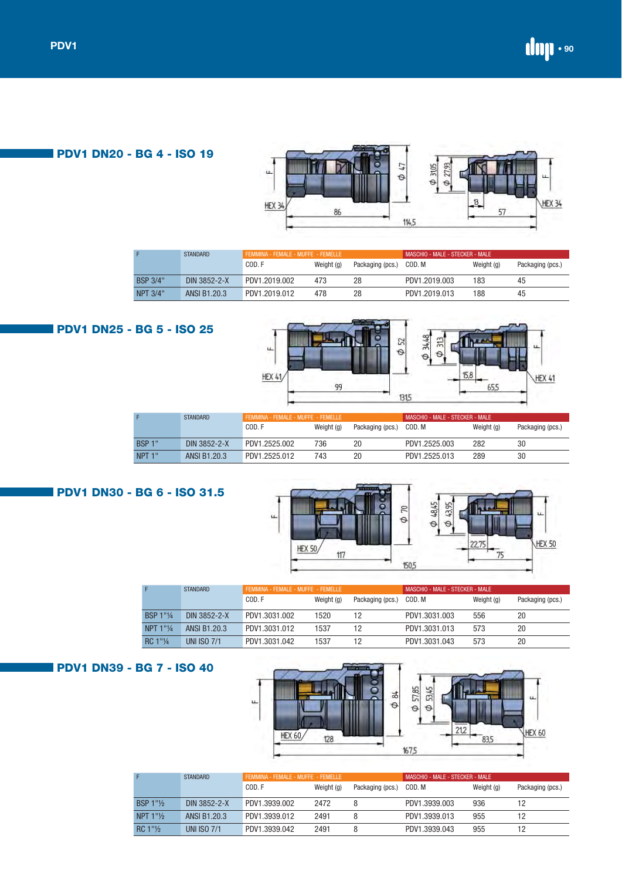## PDV1 DN20 - BG 4 - ISO 19

| F | STANDARD | FEMMINA - FEMALE - MUFFE - FEMELLE | | | MASCHIO - MALE - STECKER - MALE | | |
|---|---|---|---|---|---|---|---|
| | | COD. F | Weight (g) | Packaging (pcs.) | COD. M | Weight (g) | Packaging (pcs.) |
| BSP 3/4" | DIN 3852-2-X | PDV1.2019.002 | 473 | 28 | PDV1.2019.003 | 183 | 45 |
| NPT 3/4" | ANSI B1.20.3 | PDV1.2019.012 | 478 | 28 | PDV1.2019.013 | 188 | 45 |

## PDV1 DN25 - BG 5 - ISO 25

| F | STANDARD | FEMMINA - FEMALE - MUFFE - FEMELLE | | | MASCHIO - MALE - STECKER - MALE | | |
|---|---|---|---|---|---|---|---|
| | | COD. F | Weight (g) | Packaging (pcs.) | COD. M | Weight (g) | Packaging (pcs.) |
| BSP 1" | DIN 3852-2-X | PDV1.2525.002 | 736 | 20 | PDV1.2525.003 | 282 | 30 |
| NPT 1" | ANSI B1.20.3 | PDV1.2525.012 | 743 | 20 | PDV1.2525.013 | 289 | 30 |

## PDV1 DN30 - BG 6 - ISO 31.5

| F | STANDARD | FEMMINA - FEMALE - MUFFE - FEMELLE | | | MASCHIO - MALE - STECKER - MALE | | |
|---|---|---|---|---|---|---|---|
| | | COD. F | Weight (g) | Packaging (pcs.) | COD. M | Weight (g) | Packaging (pcs.) |
| BSP 1"¼ | DIN 3852-2-X | PDV1.3031.002 | 1520 | 12 | PDV1.3031.003 | 556 | 20 |
| NPT 1"¼ | ANSI B1.20.3 | PDV1.3031.012 | 1537 | 12 | PDV1.3031.013 | 573 | 20 |
| RC 1"¼ | UNI ISO 7/1 | PDV1.3031.042 | 1537 | 12 | PDV1.3031.043 | 573 | 20 |

## PDV1 DN39 - BG 7 - ISO 40

| F | STANDARD | FEMMINA - FEMALE - MUFFE - FEMELLE | | | MASCHIO - MALE - STECKER - MALE | | |
|---|---|---|---|---|---|---|---|
| | | COD. F | Weight (g) | Packaging (pcs.) | COD. M | Weight (g) | Packaging (pcs.) |
| BSP 1"½ | DIN 3852-2-X | PDV1.3939.002 | 2472 | 8 | PDV1.3939.003 | 936 | 12 |
| NPT 1"½ | ANSI B1.20.3 | PDV1.3939.012 | 2491 | 8 | PDV1.3939.013 | 955 | 12 |
| RC 1"½ | UNI ISO 7/1 | PDV1.3939.042 | 2491 | 8 | PDV1.3939.043 | 955 | 12 |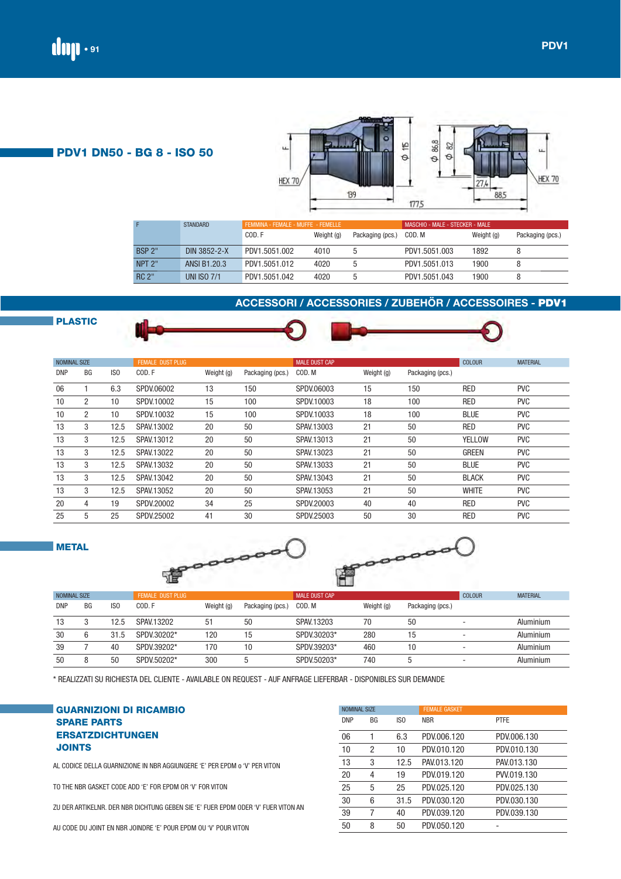## PDV1 DN50 - BG 8 - ISO 50

HEX 70
139
177,5
Ø 115
Ø 86,8
Ø 82
F
27,4
88,5
HEX 70
F

| F | STANDARD | FEMMINA - FEMALE - MUFFE - FEMELLE | | | MASCHIO - MALE - STECKER - MALE | | |
|---|---|---|---|---|---|---|---|
| | | COD. F | Weight (g) | Packaging (pcs.) | COD. M | Weight (g) | Packaging (pcs.) |
| BSP 2" | DIN 3852-2-X | PDV1.5051.002 | 4010 | 5 | PDV1.5051.003 | 1892 | 8 |
| NPT 2" | ANSI B1.20.3 | PDV1.5051.012 | 4020 | 5 | PDV1.5051.013 | 1900 | 8 |
| RC 2" | UNI ISO 7/1 | PDV1.5051.042 | 4020 | 5 | PDV1.5051.043 | 1900 | 8 |

## ACCESSORI / ACCESSORIES / ZUBEHÖR / ACCESSOIRES - PDV1

### PLASTIC

| NOMINAL SIZE | | | FEMALE DUST PLUG | | | MALE DUST CAP | | | COLOUR | MATERIAL |
|---|---|---|---|---|---|---|---|---|---|---|
| DNP | BG | ISO | COD. F | Weight (g) | Packaging (pcs.) | COD. M | Weight (g) | Packaging (pcs.) | | |
| 06 | 1 | 6.3 | SPDV.06002 | 13 | 150 | SPDV.06003 | 15 | 150 | RED | PVC |
| 10 | 2 | 10 | SPDV.10002 | 15 | 100 | SPDV.10003 | 18 | 100 | RED | PVC |
| 10 | 2 | 10 | SPDV.10032 | 15 | 100 | SPDV.10033 | 18 | 100 | BLUE | PVC |
| 13 | 3 | 12.5 | SPAV.13002 | 20 | 50 | SPAV.13003 | 21 | 50 | RED | PVC |
| 13 | 3 | 12.5 | SPAV.13012 | 20 | 50 | SPAV.13013 | 21 | 50 | YELLOW | PVC |
| 13 | 3 | 12.5 | SPAV.13022 | 20 | 50 | SPAV.13023 | 21 | 50 | GREEN | PVC |
| 13 | 3 | 12.5 | SPAV.13032 | 20 | 50 | SPAV.13033 | 21 | 50 | BLUE | PVC |
| 13 | 3 | 12.5 | SPAV.13042 | 20 | 50 | SPAV.13043 | 21 | 50 | BLACK | PVC |
| 13 | 3 | 12.5 | SPAV.13052 | 20 | 50 | SPAV.13053 | 21 | 50 | WHITE | PVC |
| 20 | 4 | 19 | SPDV.20002 | 34 | 25 | SPDV.20003 | 40 | 40 | RED | PVC |
| 25 | 5 | 25 | SPDV.25002 | 41 | 30 | SPDV.25003 | 50 | 30 | RED | PVC |

### METAL

| NOMINAL SIZE | | | FEMALE DUST PLUG | | | MALE DUST CAP | | | COLOUR | MATERIAL |
|---|---|---|---|---|---|---|---|---|---|---|
| DNP | BG | ISO | COD. F | Weight (g) | Packaging (pcs.) | COD. M | Weight (g) | Packaging (pcs.) | | |
| 13 | 3 | 12.5 | SPAV.13202 | 51 | 50 | SPAV.13203 | 70 | 50 | - | Aluminium |
| 30 | 6 | 31.5 | SPDV.30202* | 120 | 15 | SPDV.30203* | 280 | 15 | - | Aluminium |
| 39 | 7 | 40 | SPDV.39202* | 170 | 10 | SPDV.39203* | 460 | 10 | - | Aluminium |
| 50 | 8 | 50 | SPDV.50202* | 300 | 5 | SPDV.50203* | 740 | 5 | - | Aluminium |

* REALIZZATI SU RICHIESTA DEL CLIENTE - AVAILABLE ON REQUEST - AUF ANFRAGE LIEFERBAR - DISPONIBLES SUR DEMANDE

### GUARNIZIONI DI RICAMBIO
### SPARE PARTS
### ERSATZDICHTUNGEN
### JOINTS

AL CODICE DELLA GUARNIZIONE IN NBR AGGIUNGERE 'E' PER EPDM o 'V' PER VITON

TO THE NBR GASKET CODE ADD 'E' FOR EPDM OR 'V' FOR VITON

ZU DER ARTIKELNR. DER NBR DICHTUNG GEBEN SIE 'E' FUER EPDM ODER 'V' FUER VITON AN

AU CODE DU JOINT EN NBR JOINDRE 'E' POUR EPDM OU 'V' POUR VITON

| NOMINAL SIZE | | | FEMALE GASKET | |
|---|---|---|---|---|
| DNP | BG | ISO | NBR | PTFE |
| 06 | 1 | 6.3 | PDV.006.120 | PDV.006.130 |
| 10 | 2 | 10 | PDV.010.120 | PDV.010.130 |
| 13 | 3 | 12.5 | PAV.013.120 | PAV.013.130 |
| 20 | 4 | 19 | PDV.019.120 | PVV.019.130 |
| 25 | 5 | 25 | PDV.025.120 | PDV.025.130 |
| 30 | 6 | 31.5 | PDV.030.120 | PDV.030.130 |
| 39 | 7 | 40 | PDV.039.120 | PDV.039.130 |
| 50 | 8 | 50 | PDV.050.120 | - |